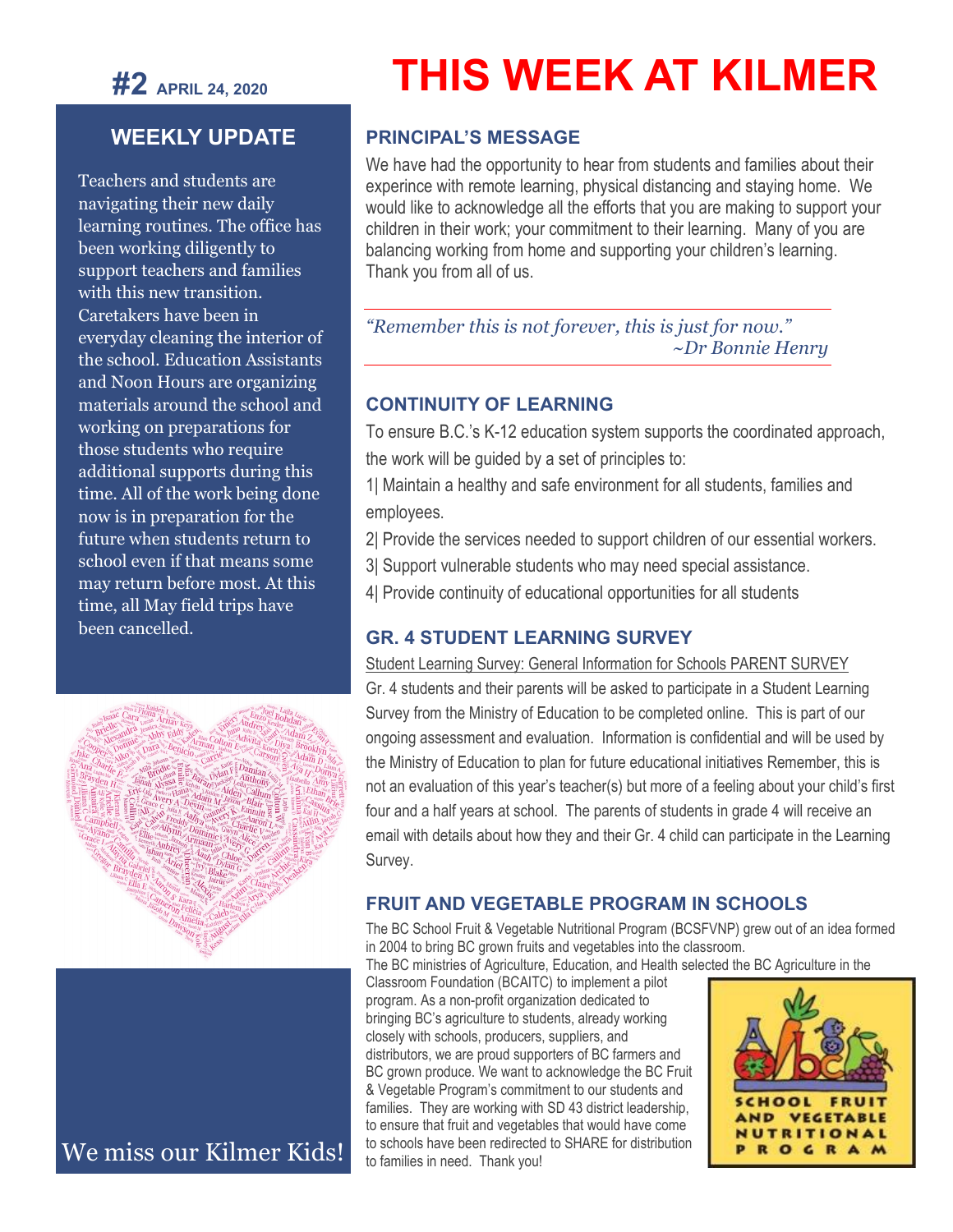# THIS WEEK AT KILMER

**#2** APRIL 24, 2020

## WEEKLY UPDATE

Teachers and students are navigating their new daily learning routines. The office has been working diligently to support teachers and families with this new transition. Caretakers have been in everyday cleaning the interior of the school. Education Assistants and Noon Hours are organizing materials around the school and working on preparations for those students who require additional supports during this time. All of the work being done now is in preparation for the future when students return to school even if that means some may return before most. At this time, all May field trips have been cancelled.

We miss our Kilmer Kids!

## PRINCIPAL'S MESSAGE

We have had the opportunity to hear from students and families about their experince with remote learning, physical distancing and staying home. We would like to acknowledge all the efforts that you are making to support your children in their work; your commitment to their learning. Many of you are balancing working from home and supporting your children's learning. Thank you from all of us.

*"Remember this is not forever, this is just for now."*
*~Dr Bonnie Henry*

## CONTINUITY OF LEARNING

To ensure B.C.'s K-12 education system supports the coordinated approach, the work will be guided by a set of principles to:

1| Maintain a healthy and safe environment for all students, families and employees.

2| Provide the services needed to support children of our essential workers.

3| Support vulnerable students who may need special assistance.

4| Provide continuity of educational opportunities for all students

## GR. 4 STUDENT LEARNING SURVEY

Student Learning Survey: General Information for Schools PARENT SURVEY

Gr. 4 students and their parents will be asked to participate in a Student Learning Survey from the Ministry of Education to be completed online. This is part of our ongoing assessment and evaluation. Information is confidential and will be used by the Ministry of Education to plan for future educational initiatives Remember, this is not an evaluation of this year's teacher(s) but more of a feeling about your child's first four and a half years at school. The parents of students in grade 4 will receive an email with details about how they and their Gr. 4 child can participate in the Learning Survey.

## FRUIT AND VEGETABLE PROGRAM IN SCHOOLS

The BC School Fruit & Vegetable Nutritional Program (BCSFVNP) grew out of an idea formed in 2004 to bring BC grown fruits and vegetables into the classroom.

The BC ministries of Agriculture, Education, and Health selected the BC Agriculture in the Classroom Foundation (BCAITC) to implement a pilot program. As a non-profit organization dedicated to bringing BC's agriculture to students, already working closely with schools, producers, suppliers, and distributors, we are proud supporters of BC farmers and BC grown produce. We want to acknowledge the BC Fruit & Vegetable Program's commitment to our students and families. They are working with SD 43 district leadership, to ensure that fruit and vegetables that would have come to schools have been redirected to SHARE for distribution to families in need. Thank you!

SCHOOL FRUIT AND VEGETABLE NUTRITIONAL PROGRAM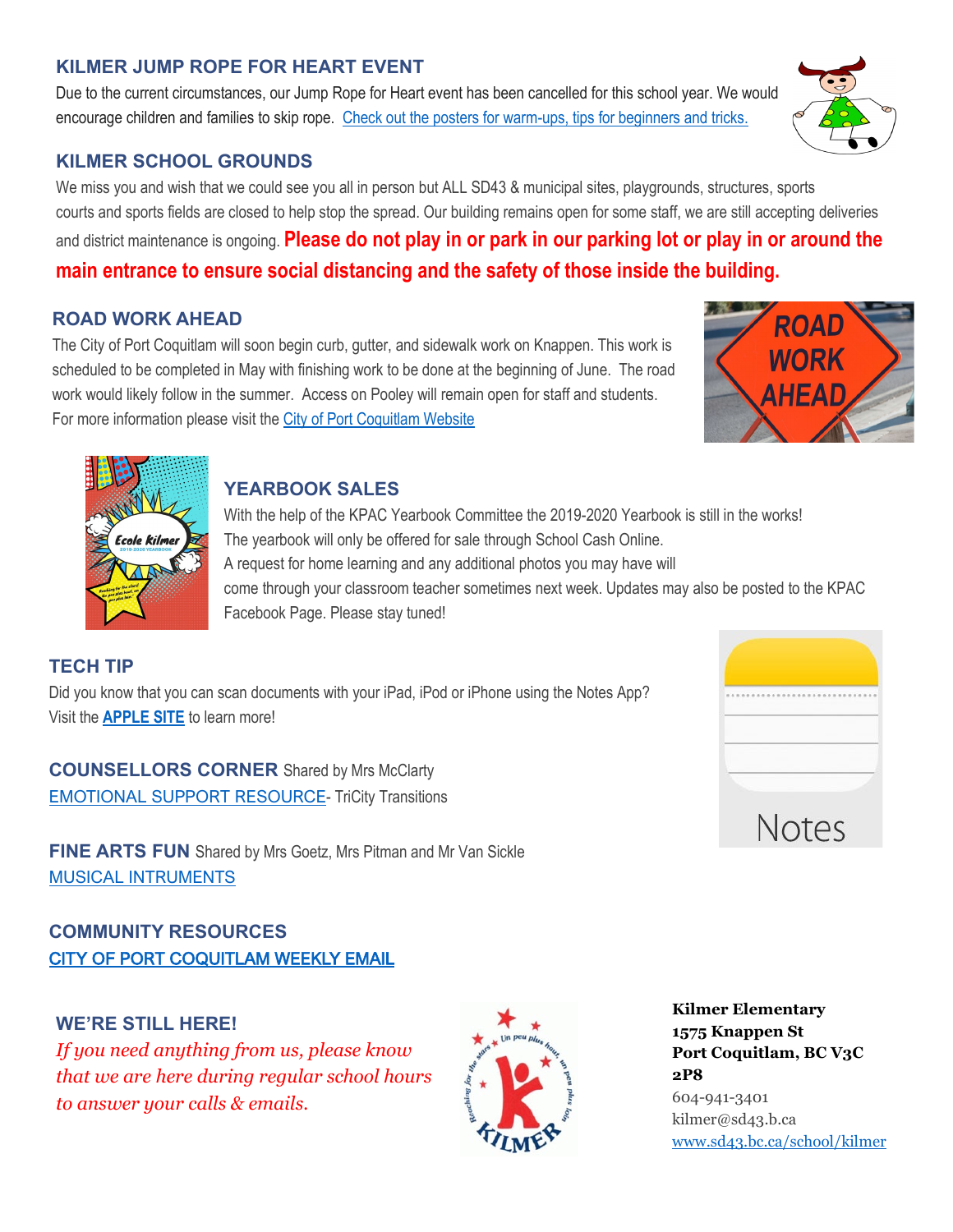## KILMER JUMP ROPE FOR HEART EVENT

Due to the current circumstances, our Jump Rope for Heart event has been cancelled for this school year. We would encourage children and families to skip rope. Check out the posters for warm-ups, tips for beginners and tricks.

## KILMER SCHOOL GROUNDS

We miss you and wish that we could see you all in person but ALL SD43 & municipal sites, playgrounds, structures, sports courts and sports fields are closed to help stop the spread. Our building remains open for some staff, we are still accepting deliveries and district maintenance is ongoing. **Please do not play in or park in our parking lot or play in or around the main entrance to ensure social distancing and the safety of those inside the building.**

## ROAD WORK AHEAD

The City of Port Coquitlam will soon begin curb, gutter, and sidewalk work on Knappen. This work is scheduled to be completed in May with finishing work to be done at the beginning of June. The road work would likely follow in the summer. Access on Pooley will remain open for staff and students. For more information please visit the City of Port Coquitlam Website

## YEARBOOK SALES

With the help of the KPAC Yearbook Committee the 2019-2020 Yearbook is still in the works!
The yearbook will only be offered for sale through School Cash Online.
A request for home learning and any additional photos you may have will come through your classroom teacher sometimes next week. Updates may also be posted to the KPAC Facebook Page. Please stay tuned!

## TECH TIP

Did you know that you can scan documents with your iPad, iPod or iPhone using the Notes App? Visit the **APPLE SITE** to learn more!

## COUNSELLORS CORNER Shared by Mrs McClarty

EMOTIONAL SUPPORT RESOURCE- TriCity Transitions

## FINE ARTS FUN Shared by Mrs Goetz, Mrs Pitman and Mr Van Sickle

MUSICAL INTRUMENTS

## COMMUNITY RESOURCES

CITY OF PORT COQUITLAM WEEKLY EMAIL

## WE'RE STILL HERE!

*If you need anything from us, please know that we are here during regular school hours to answer your calls & emails.*

**Kilmer Elementary**
**1575 Knappen St**
**Port Coquitlam, BC V3C 2P8**
604-941-3401
kilmer@sd43.b.ca
www.sd43.bc.ca/school/kilmer